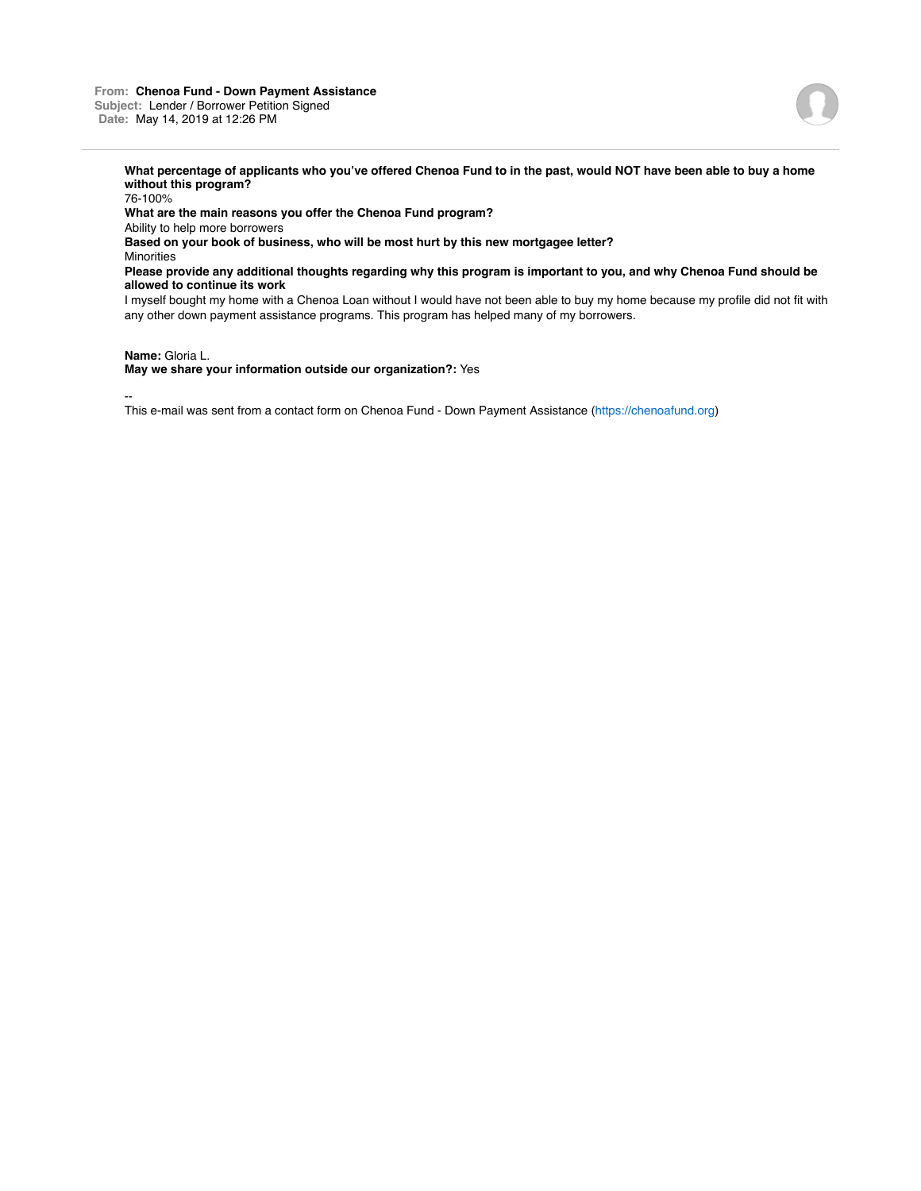**From:** **Chenoa Fund - Down Payment Assistance**
**Subject:** Lender / Borrower Petition Signed
**Date:** May 14, 2019 at 12:26 PM

---

**What percentage of applicants who you've offered Chenoa Fund to in the past, would NOT have been able to buy a home without this program?**
76-100%

**What are the main reasons you offer the Chenoa Fund program?**
Ability to help more borrowers

**Based on your book of business, who will be most hurt by this new mortgagee letter?**
Minorities

**Please provide any additional thoughts regarding why this program is important to you, and why Chenoa Fund should be allowed to continue its work**
I myself bought my home with a Chenoa Loan without I would have not been able to buy my home because my profile did not fit with any other down payment assistance programs. This program has helped many of my borrowers.

**Name:** Gloria L.
**May we share your information outside our organization?:** Yes

--
This e-mail was sent from a contact form on Chenoa Fund - Down Payment Assistance (https://chenoafund.org)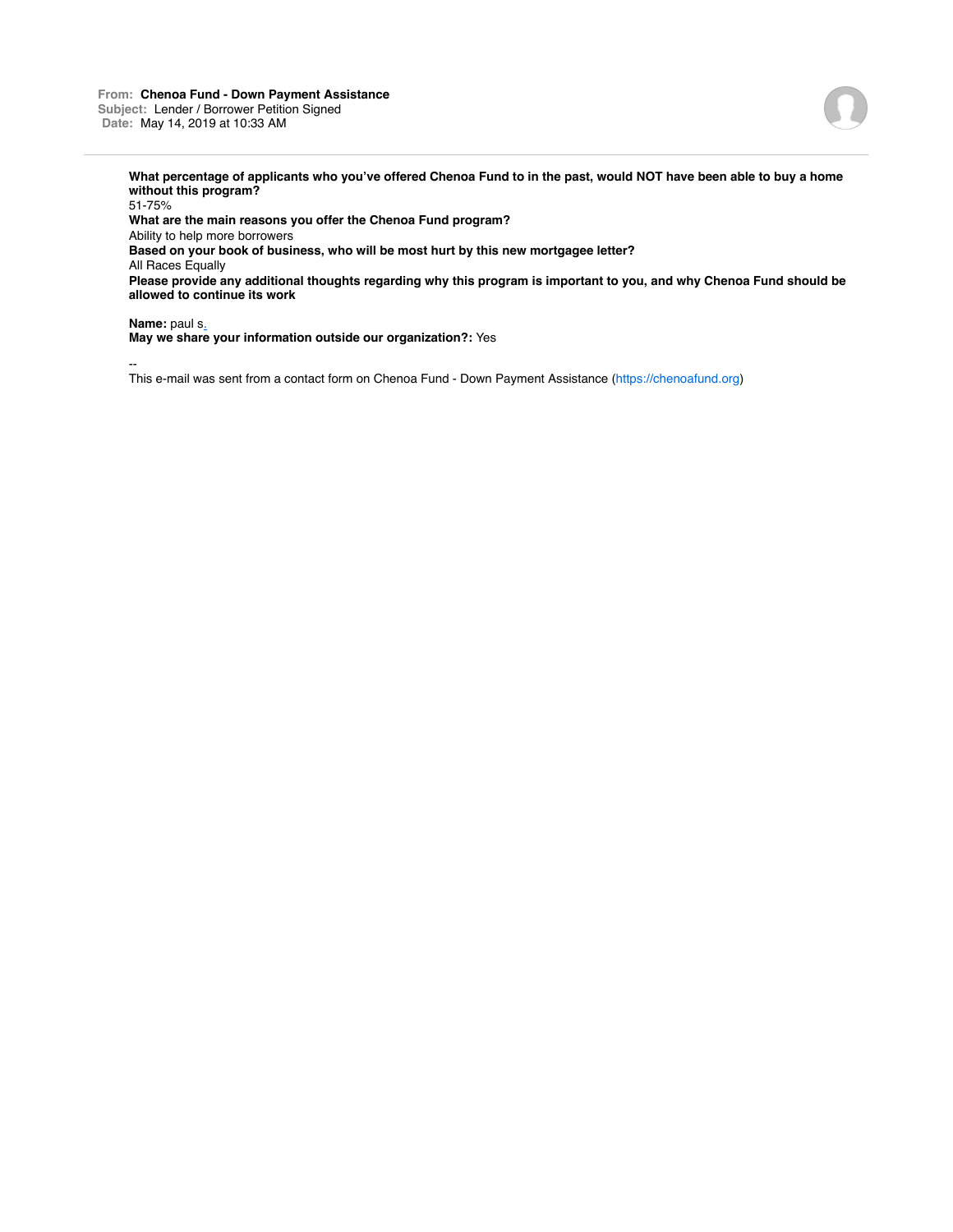**From:** Chenoa Fund - Down Payment Assistance
**Subject:** Lender / Borrower Petition Signed
**Date:** May 14, 2019 at 10:33 AM

---

**What percentage of applicants who you've offered Chenoa Fund to in the past, would NOT have been able to buy a home without this program?**
51-75%
**What are the main reasons you offer the Chenoa Fund program?**
Ability to help more borrowers
**Based on your book of business, who will be most hurt by this new mortgagee letter?**
All Races Equally
**Please provide any additional thoughts regarding why this program is important to you, and why Chenoa Fund should be allowed to continue its work**

**Name:** paul s.
**May we share your information outside our organization?:** Yes

--
This e-mail was sent from a contact form on Chenoa Fund - Down Payment Assistance (https://chenoafund.org)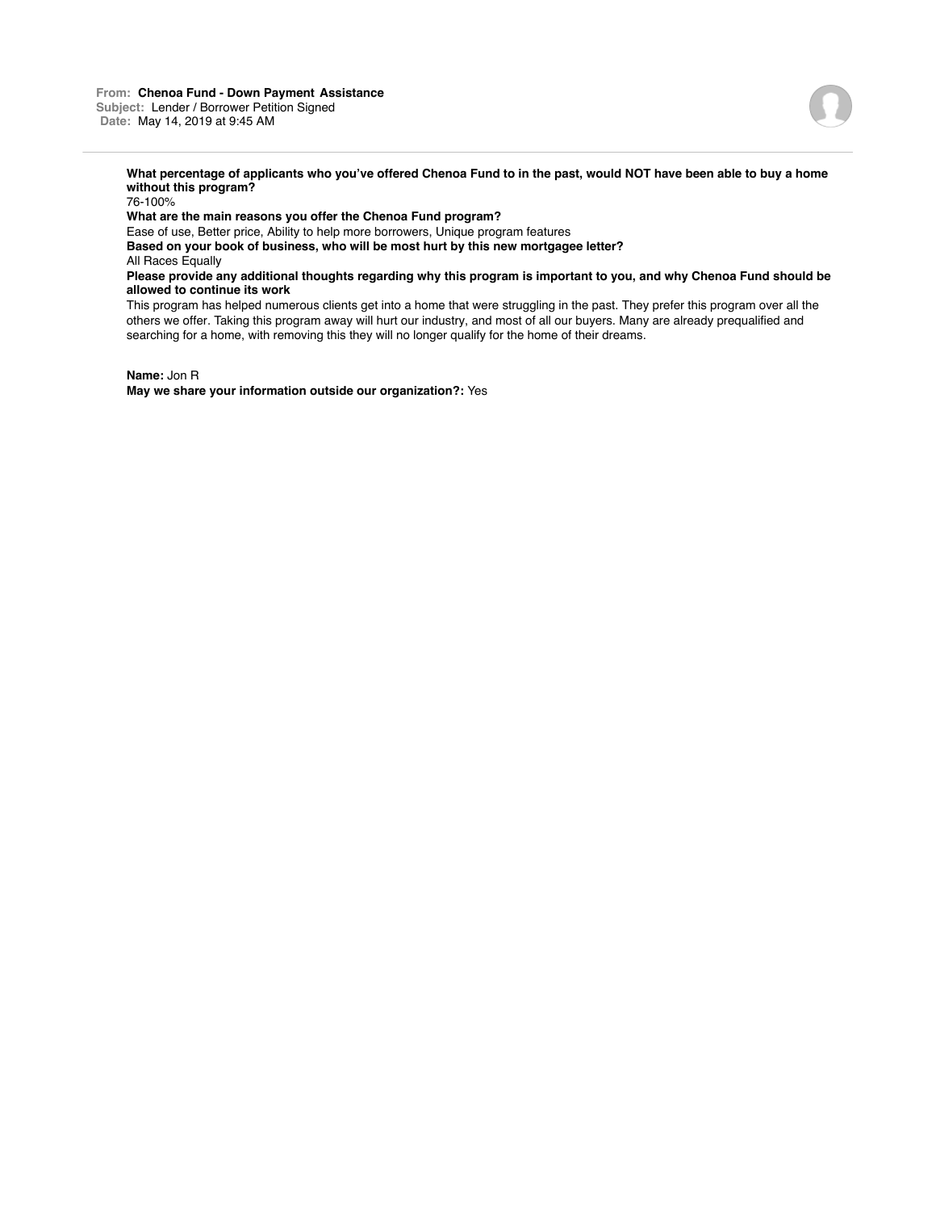**From:** **Chenoa Fund - Down Payment Assistance**
**Subject:** Lender / Borrower Petition Signed
**Date:** May 14, 2019 at 9:45 AM

---

**What percentage of applicants who you've offered Chenoa Fund to in the past, would NOT have been able to buy a home without this program?**
76-100%
**What are the main reasons you offer the Chenoa Fund program?**
Ease of use, Better price, Ability to help more borrowers, Unique program features
**Based on your book of business, who will be most hurt by this new mortgagee letter?**
All Races Equally
**Please provide any additional thoughts regarding why this program is important to you, and why Chenoa Fund should be allowed to continue its work**
This program has helped numerous clients get into a home that were struggling in the past. They prefer this program over all the others we offer. Taking this program away will hurt our industry, and most of all our buyers. Many are already prequalified and searching for a home, with removing this they will no longer qualify for the home of their dreams.

**Name:** Jon R
**May we share your information outside our organization?:** Yes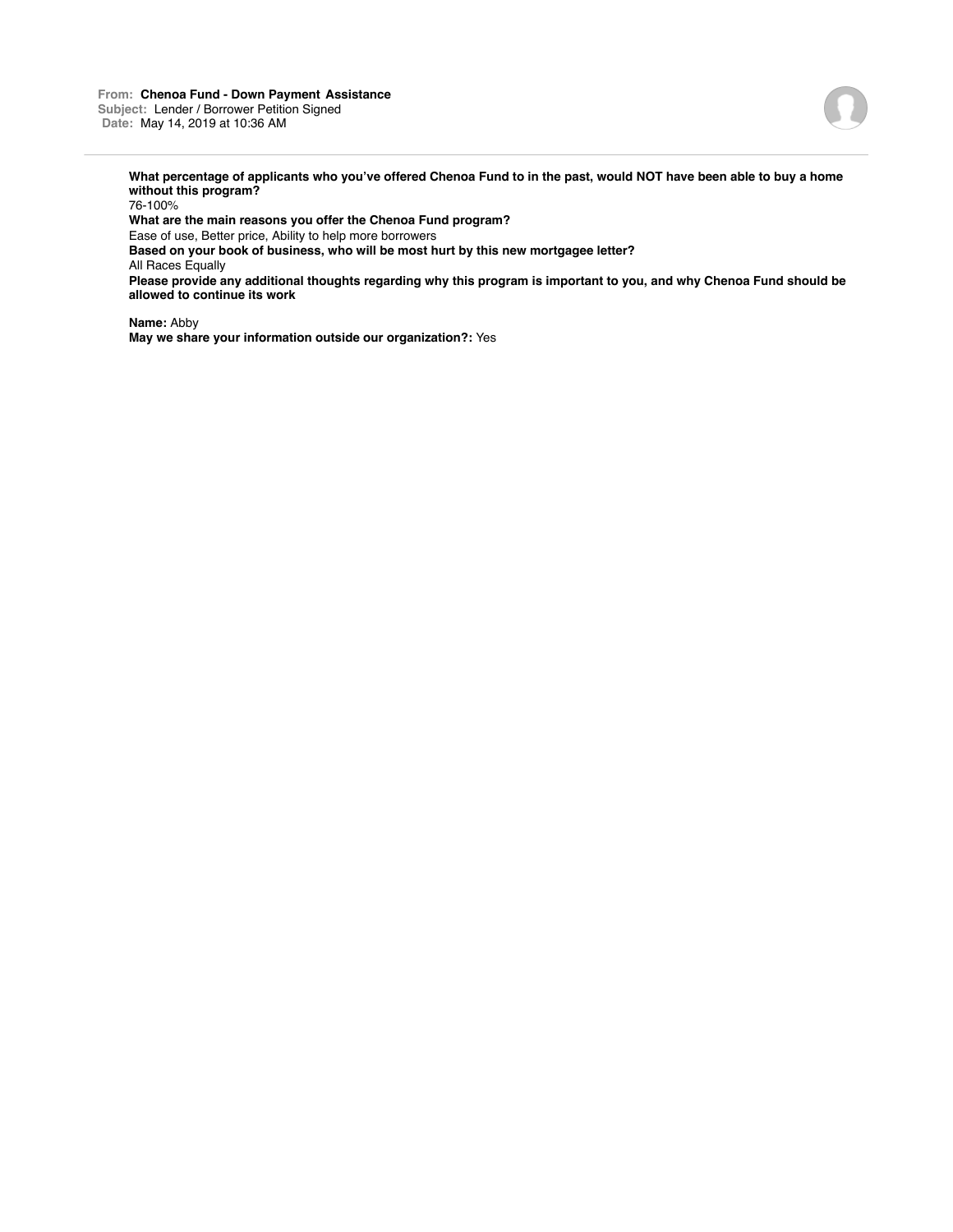**From:** **Chenoa Fund - Down Payment Assistance**
**Subject:** Lender / Borrower Petition Signed
**Date:** May 14, 2019 at 10:36 AM

---

**What percentage of applicants who you've offered Chenoa Fund to in the past, would NOT have been able to buy a home without this program?**
76-100%
**What are the main reasons you offer the Chenoa Fund program?**
Ease of use, Better price, Ability to help more borrowers
**Based on your book of business, who will be most hurt by this new mortgagee letter?**
All Races Equally
**Please provide any additional thoughts regarding why this program is important to you, and why Chenoa Fund should be allowed to continue its work**

**Name:** Abby
**May we share your information outside our organization?:** Yes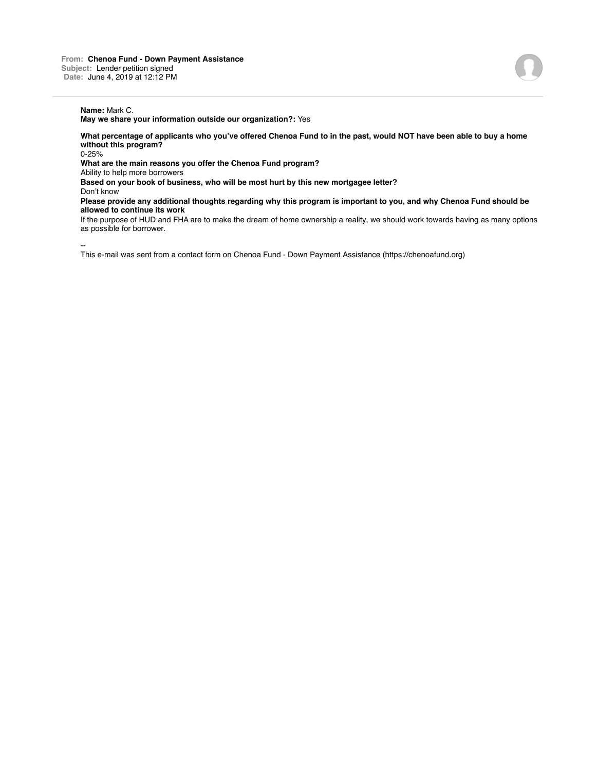**From:** Chenoa Fund - Down Payment Assistance
**Subject:** Lender petition signed
**Date:** June 4, 2019 at 12:12 PM

---

**Name:** Mark C.
**May we share your information outside our organization?:** Yes

**What percentage of applicants who you've offered Chenoa Fund to in the past, would NOT have been able to buy a home without this program?**
0-25%
**What are the main reasons you offer the Chenoa Fund program?**
Ability to help more borrowers
**Based on your book of business, who will be most hurt by this new mortgagee letter?**
Don't know
**Please provide any additional thoughts regarding why this program is important to you, and why Chenoa Fund should be allowed to continue its work**
If the purpose of HUD and FHA are to make the dream of home ownership a reality, we should work towards having as many options as possible for borrower.

--
This e-mail was sent from a contact form on Chenoa Fund - Down Payment Assistance (https://chenoafund.org)